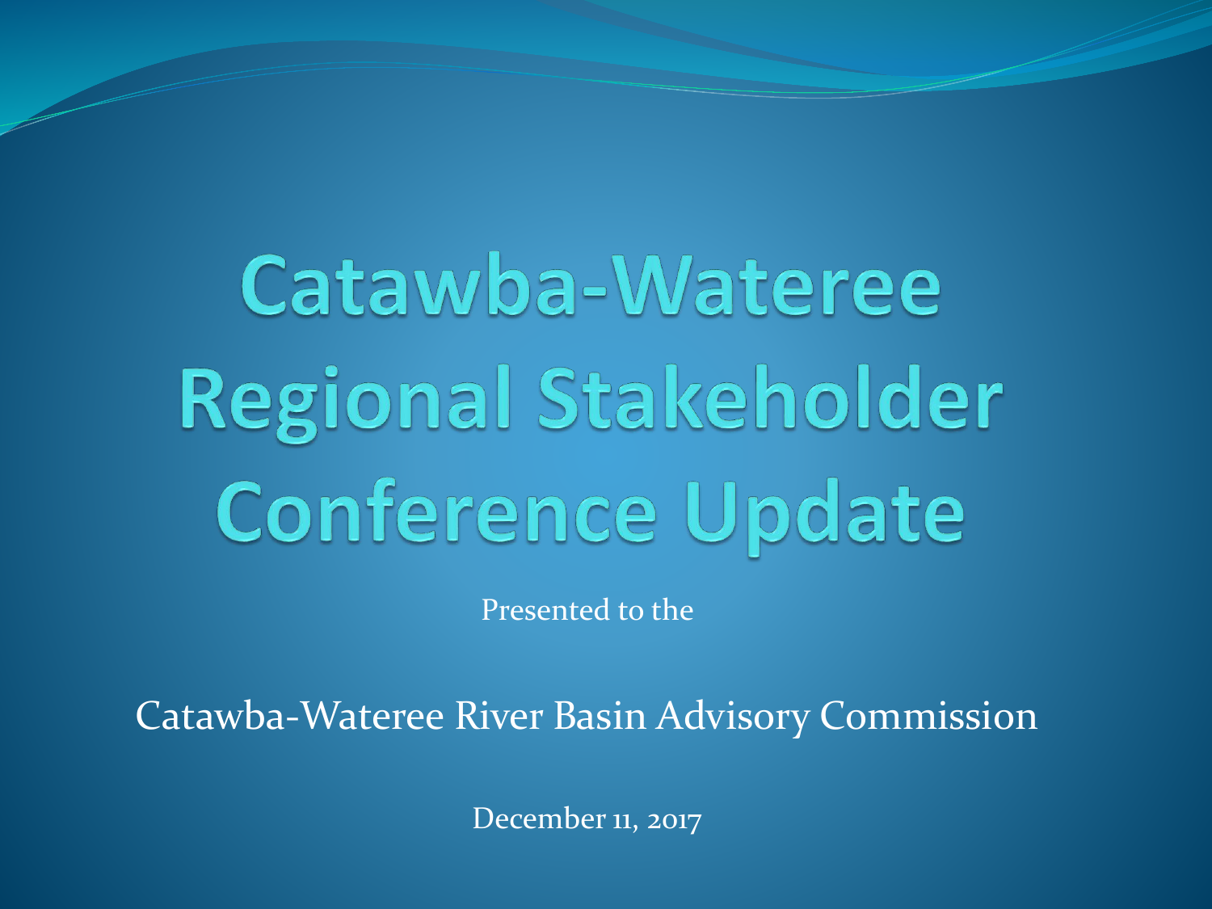# Catawba-Wateree Regional Stakeholder Conference Update

Presented to the

Catawba-Wateree River Basin Advisory Commission

December 11, 2017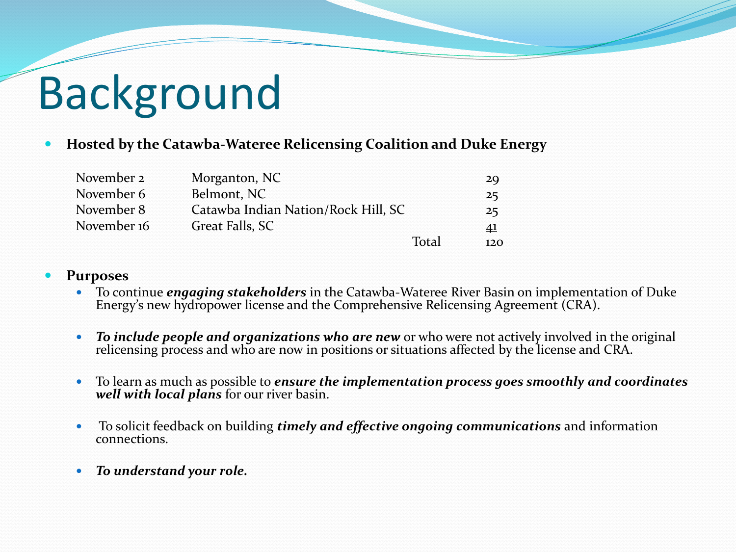# Background

- **Hosted by the Catawba-Wateree Relicensing Coalition and Duke Energy**

| Date | Location | | Attendance |
|---|---|---|---|
| November 2 | Morganton, NC | | 29 |
| November 6 | Belmont, NC | | 25 |
| November 8 | Catawba Indian Nation/Rock Hill, SC | | 25 |
| November 16 | Great Falls, SC | | 41 |
| | | Total | 120 |

- **Purposes**
  - To continue ***engaging stakeholders*** in the Catawba-Wateree River Basin on implementation of Duke Energy's new hydropower license and the Comprehensive Relicensing Agreement (CRA).
  - ***To include people and organizations who are new*** or who were not actively involved in the original relicensing process and who are now in positions or situations affected by the license and CRA.
  - To learn as much as possible to ***ensure the implementation process goes smoothly and coordinates well with local plans*** for our river basin.
  - To solicit feedback on building ***timely and effective ongoing communications*** and information connections.
  - ***To understand your role.***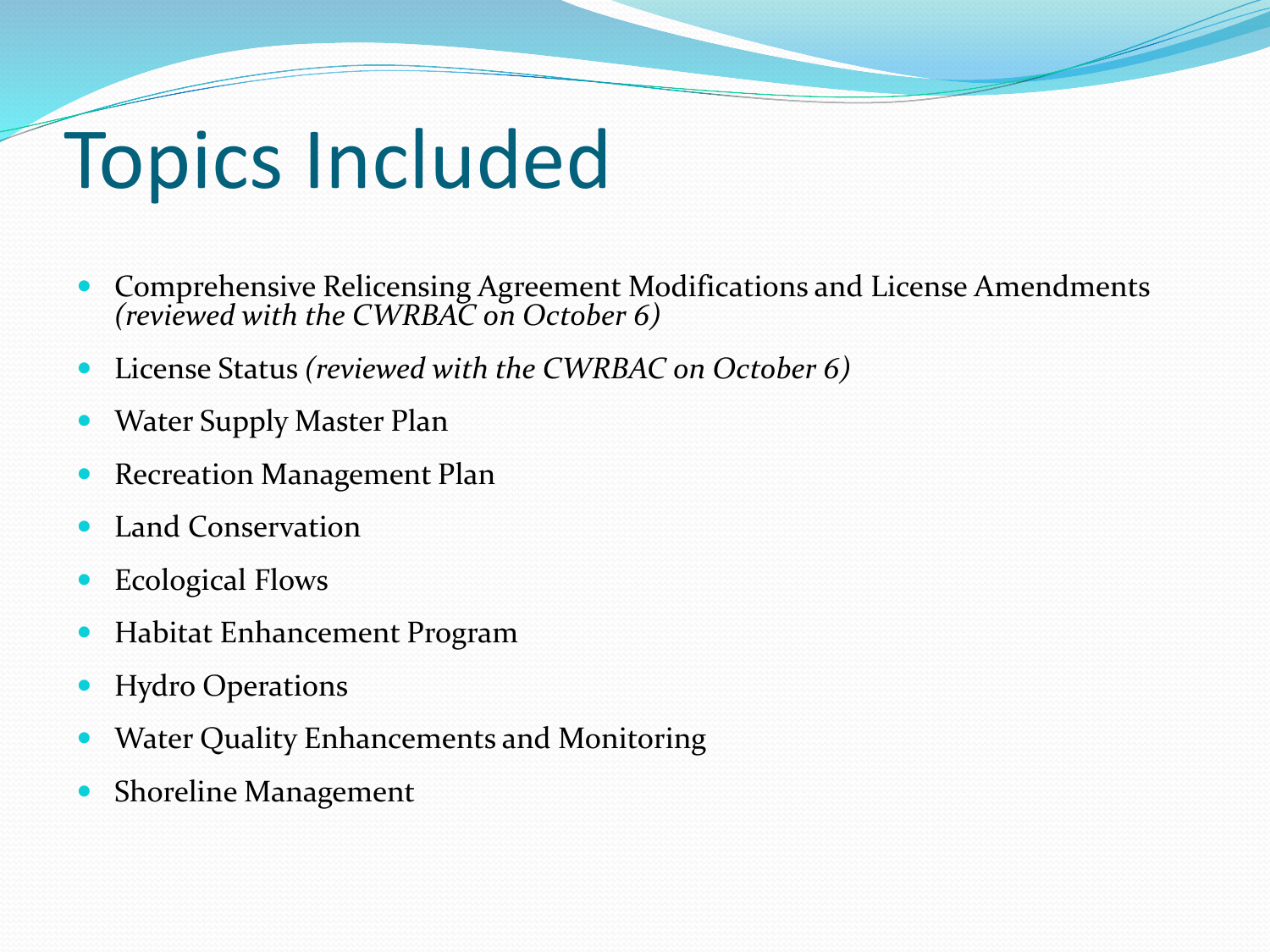# Topics Included

- Comprehensive Relicensing Agreement Modifications and License Amendments *(reviewed with the CWRBAC on October 6)*
- License Status *(reviewed with the CWRBAC on October 6)*
- Water Supply Master Plan
- Recreation Management Plan
- Land Conservation
- Ecological Flows
- Habitat Enhancement Program
- Hydro Operations
- Water Quality Enhancements and Monitoring
- Shoreline Management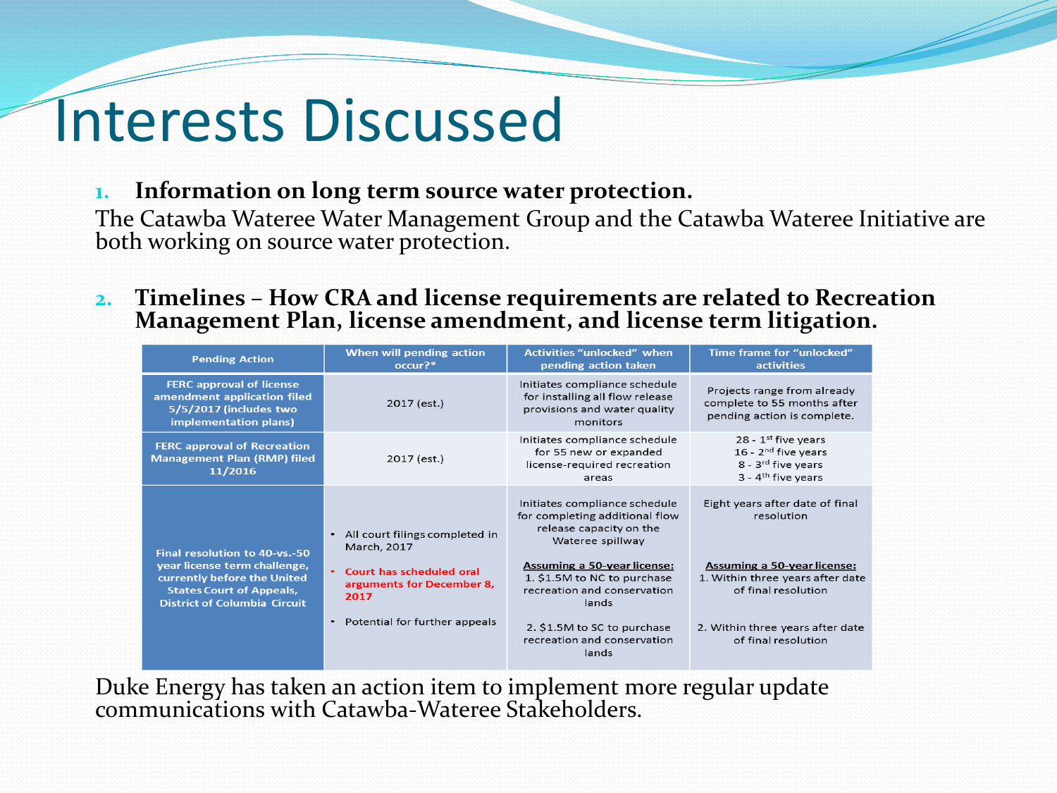# Interests Discussed

1. **Information on long term source water protection.**

The Catawba Wateree Water Management Group and the Catawba Wateree Initiative are both working on source water protection.

2. **Timelines – How CRA and license requirements are related to Recreation Management Plan, license amendment, and license term litigation.**

| Pending Action | When will pending action occur?* | Activities "unlocked" when pending action taken | Time frame for "unlocked" activities |
|---|---|---|---|
| FERC approval of license amendment application filed 5/5/2017 (includes two implementation plans) | 2017 (est.) | Initiates compliance schedule for installing all flow release provisions and water quality monitors | Projects range from already complete to 55 months after pending action is complete. |
| FERC approval of Recreation Management Plan (RMP) filed 11/2016 | 2017 (est.) | Initiates compliance schedule for 55 new or expanded license-required recreation areas | 28 - 1st five years<br>16 - 2nd five years<br>8 - 3rd five years<br>3 - 4th five years |
| Final resolution to 40-vs.-50 year license term challenge, currently before the United States Court of Appeals, District of Columbia Circuit | • All court filings completed in March, 2017<br>• Court has scheduled oral arguments for December 8, 2017<br>• Potential for further appeals | Initiates compliance schedule for completing additional flow release capacity on the Wateree spillway<br><br>Assuming a 50-year license:<br>1. $1.5M to NC to purchase recreation and conservation lands<br><br>2. $1.5M to SC to purchase recreation and conservation lands | Eight years after date of final resolution<br><br>Assuming a 50-year license:<br>1. Within three years after date of final resolution<br><br>2. Within three years after date of final resolution |

Duke Energy has taken an action item to implement more regular update communications with Catawba-Wateree Stakeholders.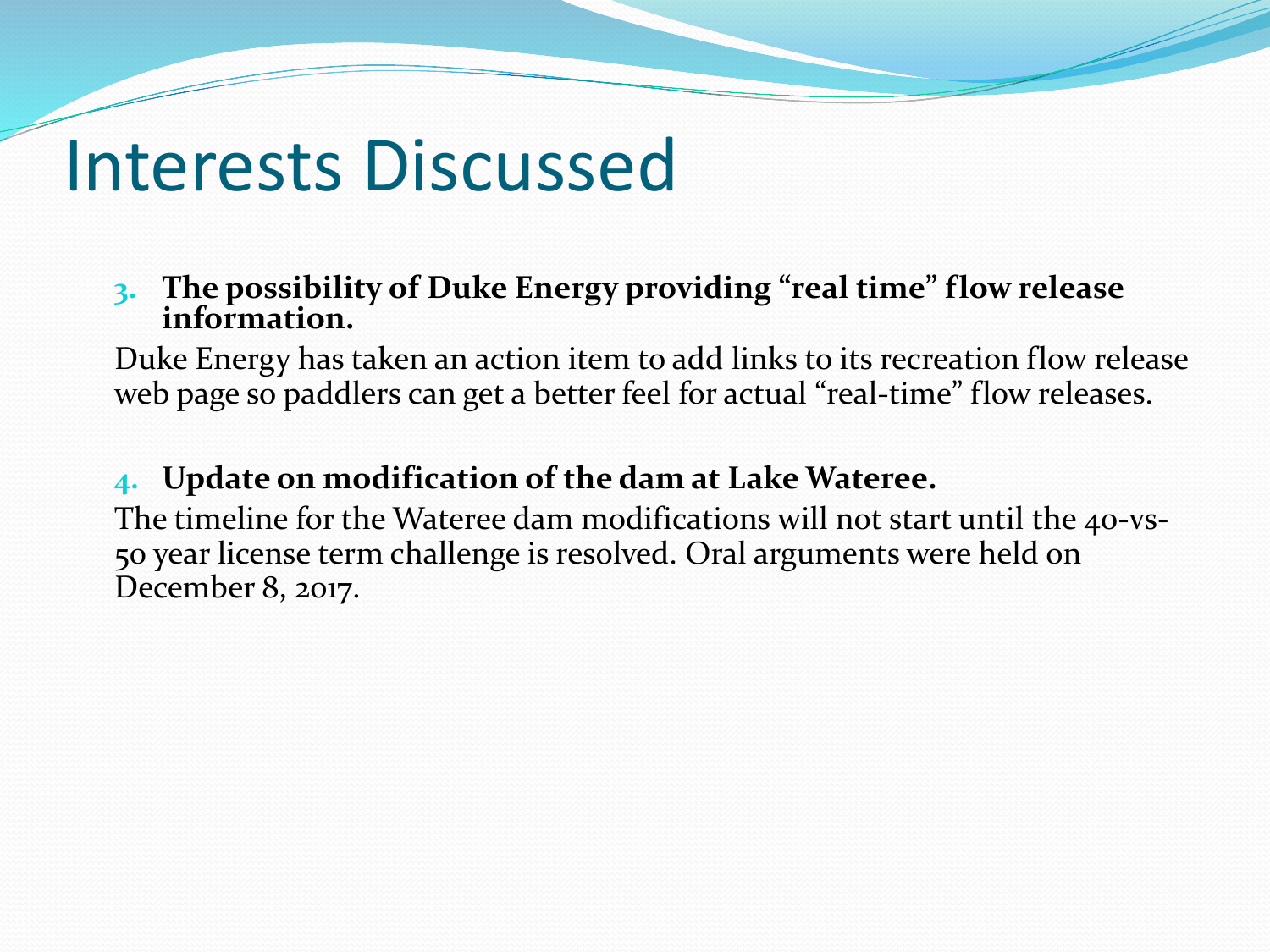# Interests Discussed

3. **The possibility of Duke Energy providing “real time” flow release information.**

Duke Energy has taken an action item to add links to its recreation flow release web page so paddlers can get a better feel for actual “real-time” flow releases.

4. **Update on modification of the dam at Lake Wateree.**

The timeline for the Wateree dam modifications will not start until the 40-vs-50 year license term challenge is resolved. Oral arguments were held on December 8, 2017.